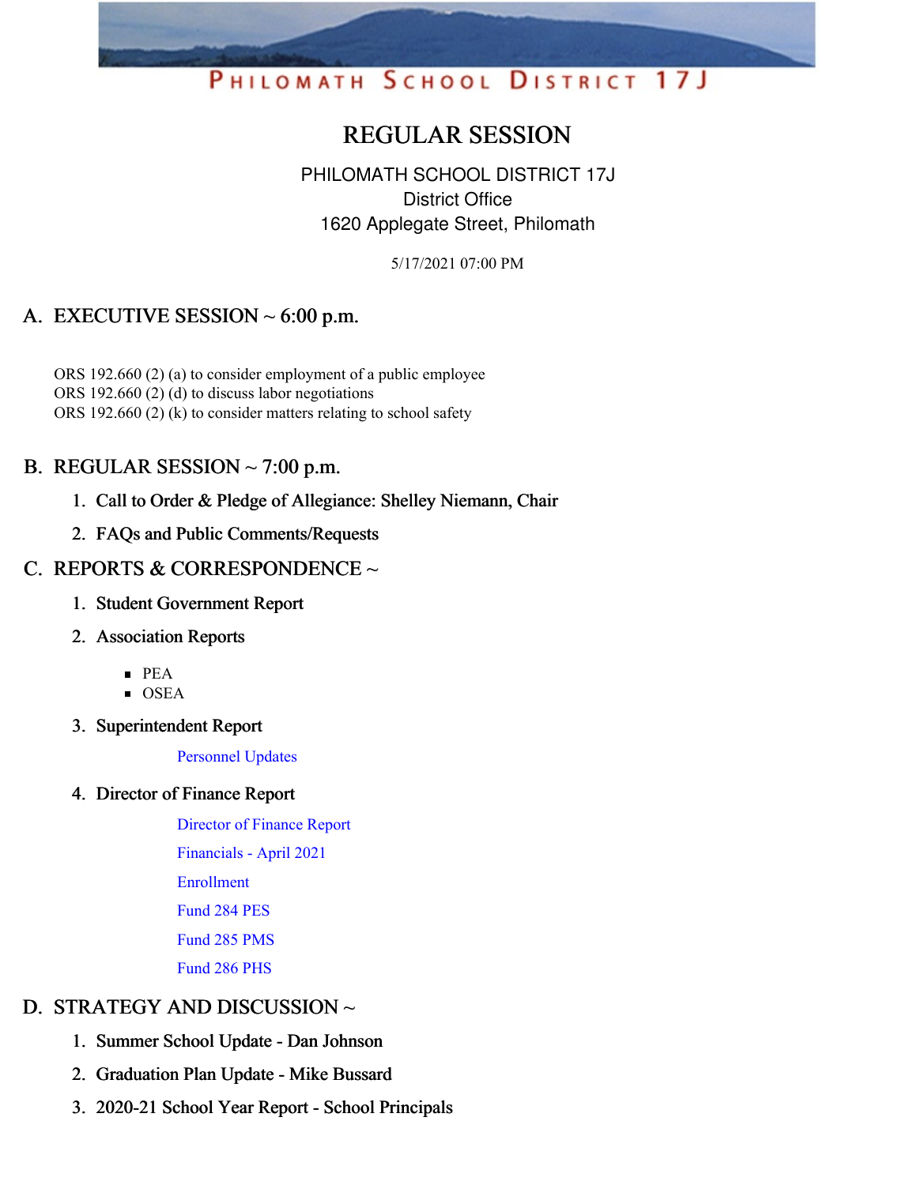PHILOMATH SCHOOL DISTRICT 17J

# REGULAR SESSION

PHILOMATH SCHOOL DISTRICT 17J
District Office
1620 Applegate Street, Philomath

5/17/2021 07:00 PM

## A. EXECUTIVE SESSION ~ 6:00 p.m.

ORS 192.660 (2) (a) to consider employment of a public employee
ORS 192.660 (2) (d) to discuss labor negotiations
ORS 192.660 (2) (k) to consider matters relating to school safety

## B. REGULAR SESSION ~ 7:00 p.m.

1. **Call to Order & Pledge of Allegiance: Shelley Niemann, Chair**
2. **FAQs and Public Comments/Requests**

## C. REPORTS & CORRESPONDENCE ~

1. **Student Government Report**
2. **Association Reports**
   - PEA
   - OSEA
3. **Superintendent Report**

   Personnel Updates
4. **Director of Finance Report**

   Director of Finance Report

   Financials - April 2021

   Enrollment

   Fund 284 PES

   Fund 285 PMS

   Fund 286 PHS

## D. STRATEGY AND DISCUSSION ~

1. **Summer School Update - Dan Johnson**
2. **Graduation Plan Update - Mike Bussard**
3. **2020-21 School Year Report - School Principals**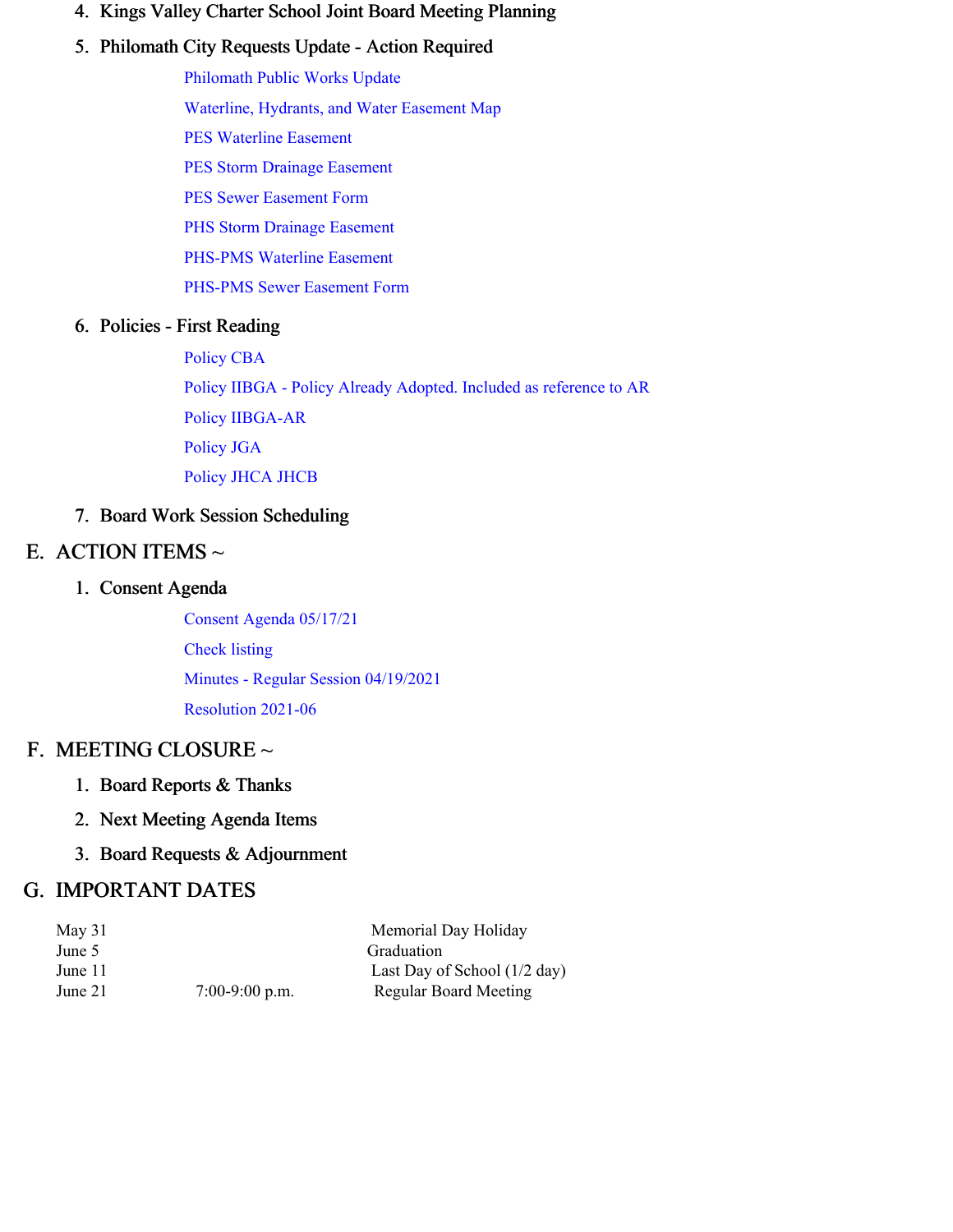4. Kings Valley Charter School Joint Board Meeting Planning
5. Philomath City Requests Update - Action Required
    - Philomath Public Works Update
    - Waterline, Hydrants, and Water Easement Map
    - PES Waterline Easement
    - PES Storm Drainage Easement
    - PES Sewer Easement Form
    - PHS Storm Drainage Easement
    - PHS-PMS Waterline Easement
    - PHS-PMS Sewer Easement Form
6. Policies - First Reading
    - Policy CBA
    - Policy IIBGA - Policy Already Adopted. Included as reference to AR
    - Policy IIBGA-AR
    - Policy JGA
    - Policy JHCA JHCB
7. Board Work Session Scheduling

## E. ACTION ITEMS ~

1. Consent Agenda
    - Consent Agenda 05/17/21
    - Check listing
    - Minutes - Regular Session 04/19/2021
    - Resolution 2021-06

## F. MEETING CLOSURE ~

1. Board Reports & Thanks
2. Next Meeting Agenda Items
3. Board Requests & Adjournment

## G. IMPORTANT DATES

| | | |
|---|---|---|
| May 31 | | Memorial Day Holiday |
| June 5 | | Graduation |
| June 11 | | Last Day of School (1/2 day) |
| June 21 | 7:00-9:00 p.m. | Regular Board Meeting |